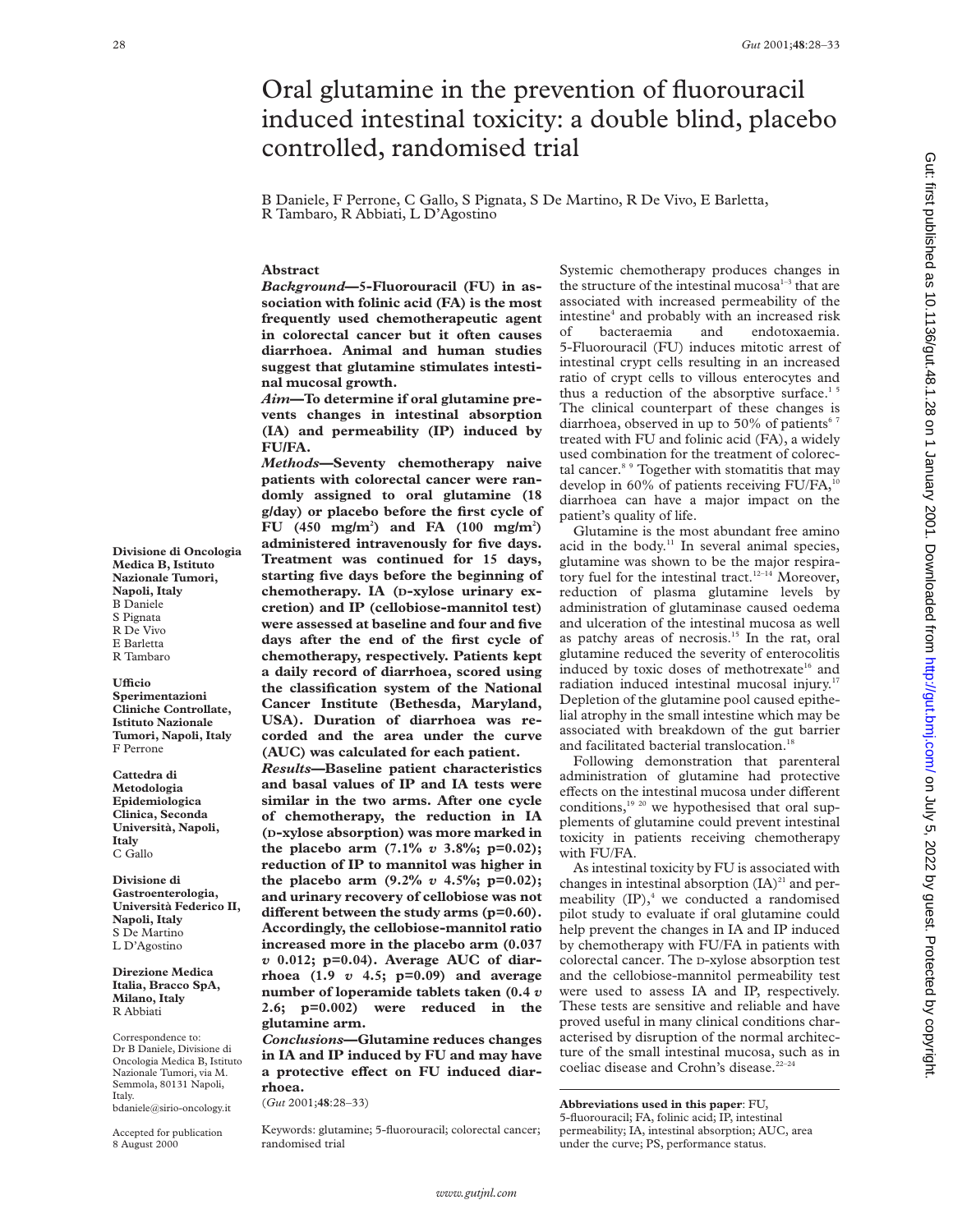# Oral glutamine in the prevention of fluorouracil induced intestinal toxicity: a double blind, placebo controlled, randomised trial

B Daniele, F Perrone, C Gallo, S Pignata, S De Martino, R De Vivo, E Barletta, R Tambaro, R Abbiati, L D'Agostino

Divisione di Oncologia Medica B, Istituto Nazionale Tumori, Napoli, Italy
B Daniele
S Pignata
R De Vivo
E Barletta
R Tambaro

Ufficio Sperimentazioni Cliniche Controllate, Istituto Nazionale Tumori, Napoli, Italy
F Perrone

Cattedra di Metodologia Epidemiologica Clinica, Seconda Università, Napoli, Italy
C Gallo

Divisione di Gastroenterologia, Università Federico II, Napoli, Italy
S De Martino
L D'Agostino

Direzione Medica Italia, Bracco SpA, Milano, Italy
R Abbiati

Correspondence to: Dr B Daniele, Divisione di Oncologia Medica B, Istituto Nazionale Tumori, via M. Semmola, 80131 Napoli, Italy. bdaniele@sirio-oncology.it

Accepted for publication 8 August 2000

## Abstract

***Background*—5-Fluorouracil (FU) in association with folinic acid (FA) is the most frequently used chemotherapeutic agent in colorectal cancer but it often causes diarrhoea. Animal and human studies suggest that glutamine stimulates intestinal mucosal growth.**

***Aim*—To determine if oral glutamine prevents changes in intestinal absorption (IA) and permeability (IP) induced by FU/FA.**

***Methods*—Seventy chemotherapy naive patients with colorectal cancer were randomly assigned to oral glutamine (18 g/day) or placebo before the first cycle of FU (450 mg/m$^2$) and FA (100 mg/m$^2$) administered intravenously for five days. Treatment was continued for 15 days, starting five days before the beginning of chemotherapy. IA (D-xylose urinary excretion) and IP (cellobiose-mannitol test) were assessed at baseline and four and five days after the end of the first cycle of chemotherapy, respectively. Patients kept a daily record of diarrhoea, scored using the classification system of the National Cancer Institute (Bethesda, Maryland, USA). Duration of diarrhoea was recorded and the area under the curve (AUC) was calculated for each patient.**

***Results*—Baseline patient characteristics and basal values of IP and IA tests were similar in the two arms. After one cycle of chemotherapy, the reduction in IA (D-xylose absorption) was more marked in the placebo arm (7.1% *v* 3.8%; p=0.02); reduction of IP to mannitol was higher in the placebo arm (9.2% *v* 4.5%; p=0.02); and urinary recovery of cellobiose was not different between the study arms (p=0.60). Accordingly, the cellobiose-mannitol ratio increased more in the placebo arm (0.037 *v* 0.012; p=0.04). Average AUC of diarrhoea (1.9 *v* 4.5; p=0.09) and average number of loperamide tablets taken (0.4 *v* 2.6; p=0.002) were reduced in the glutamine arm.**

***Conclusions*—Glutamine reduces changes in IA and IP induced by FU and may have a protective effect on FU induced diarrhoea.**

(*Gut* 2001;**48**:28–33)

Keywords: glutamine; 5-fluorouracil; colorectal cancer; randomised trial

Systemic chemotherapy produces changes in the structure of the intestinal mucosa[1–3] that are associated with increased permeability of the intestine[4] and probably with an increased risk of bacteraemia and endotoxaemia. 5-Fluorouracil (FU) induces mitotic arrest of intestinal crypt cells resulting in an increased ratio of crypt cells to villous enterocytes and thus a reduction of the absorptive surface.[1 5] The clinical counterpart of these changes is diarrhoea, observed in up to 50% of patients[6 7] treated with FU and folinic acid (FA), a widely used combination for the treatment of colorectal cancer.[8 9] Together with stomatitis that may develop in 60% of patients receiving FU/FA,[10] diarrhoea can have a major impact on the patient's quality of life.

Glutamine is the most abundant free amino acid in the body.[11] In several animal species, glutamine was shown to be the major respiratory fuel for the intestinal tract.[12–14] Moreover, reduction of plasma glutamine levels by administration of glutaminase caused oedema and ulceration of the intestinal mucosa as well as patchy areas of necrosis.[15] In the rat, oral glutamine reduced the severity of enterocolitis induced by toxic doses of methotrexate[16] and radiation induced intestinal mucosal injury.[17] Depletion of the glutamine pool caused epithelial atrophy in the small intestine which may be associated with breakdown of the gut barrier and facilitated bacterial translocation.[18]

Following demonstration that parenteral administration of glutamine had protective effects on the intestinal mucosa under different conditions,[19 20] we hypothesised that oral supplements of glutamine could prevent intestinal toxicity in patients receiving chemotherapy with FU/FA.

As intestinal toxicity by FU is associated with changes in intestinal absorption (IA)[21] and permeability (IP),[4] we conducted a randomised pilot study to evaluate if oral glutamine could help prevent the changes in IA and IP induced by chemotherapy with FU/FA in patients with colorectal cancer. The D-xylose absorption test and the cellobiose-mannitol permeability test were used to assess IA and IP, respectively. These tests are sensitive and reliable and have proved useful in many clinical conditions characterised by disruption of the normal architecture of the small intestinal mucosa, such as in coeliac disease and Crohn's disease.[22–24]

**Abbreviations used in this paper**: FU, 5-fluorouracil; FA, folinic acid; IP, intestinal permeability; IA, intestinal absorption; AUC, area under the curve; PS, performance status.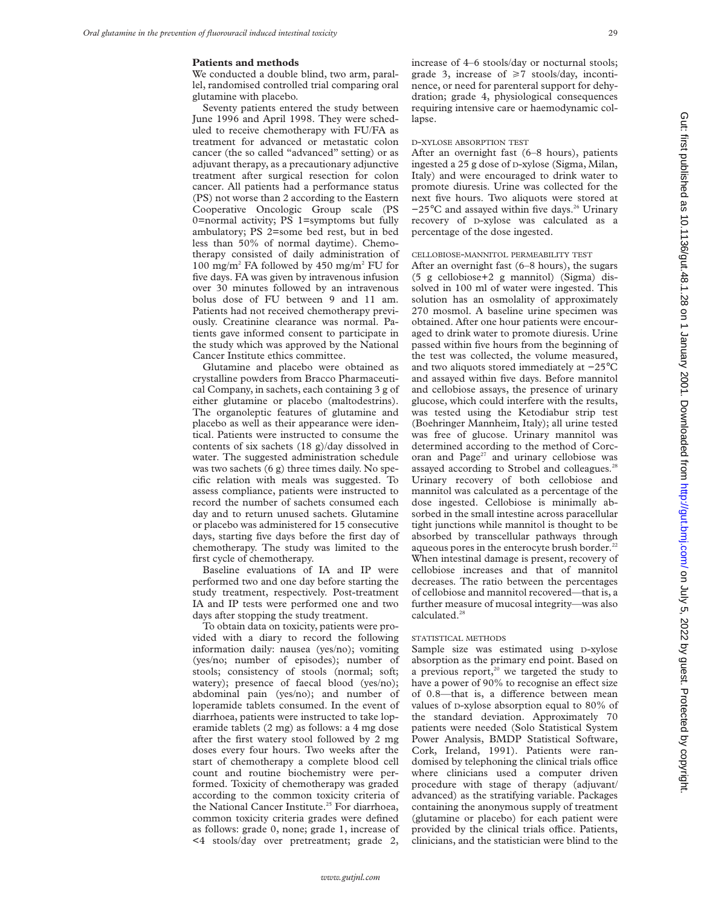## Patients and methods

We conducted a double blind, two arm, parallel, randomised controlled trial comparing oral glutamine with placebo.

Seventy patients entered the study between June 1996 and April 1998. They were scheduled to receive chemotherapy with FU/FA as treatment for advanced or metastatic colon cancer (the so called "advanced" setting) or as adjuvant therapy, as a precautionary adjunctive treatment after surgical resection for colon cancer. All patients had a performance status (PS) not worse than 2 according to the Eastern Cooperative Oncologic Group scale (PS 0=normal activity; PS 1=symptoms but fully ambulatory; PS 2=some bed rest, but in bed less than 50% of normal daytime). Chemotherapy consisted of daily administration of 100 mg/m$^2$ FA followed by 450 mg/m$^2$ FU for five days. FA was given by intravenous infusion over 30 minutes followed by an intravenous bolus dose of FU between 9 and 11 am. Patients had not received chemotherapy previously. Creatinine clearance was normal. Patients gave informed consent to participate in the study which was approved by the National Cancer Institute ethics committee.

Glutamine and placebo were obtained as crystalline powders from Bracco Pharmaceutical Company, in sachets, each containing 3 g of either glutamine or placebo (maltodestrins). The organoleptic features of glutamine and placebo as well as their appearance were identical. Patients were instructed to consume the contents of six sachets (18 g)/day dissolved in water. The suggested administration schedule was two sachets (6 g) three times daily. No specific relation with meals was suggested. To assess compliance, patients were instructed to record the number of sachets consumed each day and to return unused sachets. Glutamine or placebo was administered for 15 consecutive days, starting five days before the first day of chemotherapy. The study was limited to the first cycle of chemotherapy.

Baseline evaluations of IA and IP were performed two and one day before starting the study treatment, respectively. Post-treatment IA and IP tests were performed one and two days after stopping the study treatment.

To obtain data on toxicity, patients were provided with a diary to record the following information daily: nausea (yes/no); vomiting (yes/no; number of episodes); number of stools; consistency of stools (normal; soft; watery); presence of faecal blood (yes/no); abdominal pain (yes/no); and number of loperamide tablets consumed. In the event of diarrhoea, patients were instructed to take loperamide tablets (2 mg) as follows: a 4 mg dose after the first watery stool followed by 2 mg doses every four hours. Two weeks after the start of chemotherapy a complete blood cell count and routine biochemistry were performed. Toxicity of chemotherapy was graded according to the common toxicity criteria of the National Cancer Institute.[25] For diarrhoea, common toxicity criteria grades were defined as follows: grade 0, none; grade 1, increase of <4 stools/day over pretreatment; grade 2, increase of 4–6 stools/day or nocturnal stools; grade 3, increase of ≥7 stools/day, incontinence, or need for parenteral support for dehydration; grade 4, physiological consequences requiring intensive care or haemodynamic collapse.

### D-XYLOSE ABSORPTION TEST

After an overnight fast (6–8 hours), patients ingested a 25 g dose of D-xylose (Sigma, Milan, Italy) and were encouraged to drink water to promote diuresis. Urine was collected for the next five hours. Two aliquots were stored at −25°C and assayed within five days.[26] Urinary recovery of D-xylose was calculated as a percentage of the dose ingested.

### CELLOBIOSE-MANNITOL PERMEABILITY TEST

After an overnight fast (6–8 hours), the sugars (5 g cellobiose+2 g mannitol) (Sigma) dissolved in 100 ml of water were ingested. This solution has an osmolality of approximately 270 mosmol. A baseline urine specimen was obtained. After one hour patients were encouraged to drink water to promote diuresis. Urine passed within five hours from the beginning of the test was collected, the volume measured, and two aliquots stored immediately at −25°C and assayed within five days. Before mannitol and cellobiose assays, the presence of urinary glucose, which could interfere with the results, was tested using the Ketodiabur strip test (Boehringer Mannheim, Italy); all urine tested was free of glucose. Urinary mannitol was determined according to the method of Corcoran and Page[27] and urinary cellobiose was assayed according to Strobel and colleagues.[28] Urinary recovery of both cellobiose and mannitol was calculated as a percentage of the dose ingested. Cellobiose is minimally absorbed in the small intestine across paracellular tight junctions while mannitol is thought to be absorbed by transcellular pathways through aqueous pores in the enterocyte brush border.[22] When intestinal damage is present, recovery of cellobiose increases and that of mannitol decreases. The ratio between the percentages of cellobiose and mannitol recovered—that is, a further measure of mucosal integrity—was also calculated.[28]

### STATISTICAL METHODS

Sample size was estimated using D-xylose absorption as the primary end point. Based on a previous report,[20] we targeted the study to have a power of 90% to recognise an effect size of 0.8—that is, a difference between mean values of D-xylose absorption equal to 80% of the standard deviation. Approximately 70 patients were needed (Solo Statistical System Power Analysis, BMDP Statistical Software, Cork, Ireland, 1991). Patients were randomised by telephoning the clinical trials office where clinicians used a computer driven procedure with stage of therapy (adjuvant/advanced) as the stratifying variable. Packages containing the anonymous supply of treatment (glutamine or placebo) for each patient were provided by the clinical trials office. Patients, clinicians, and the statistician were blind to the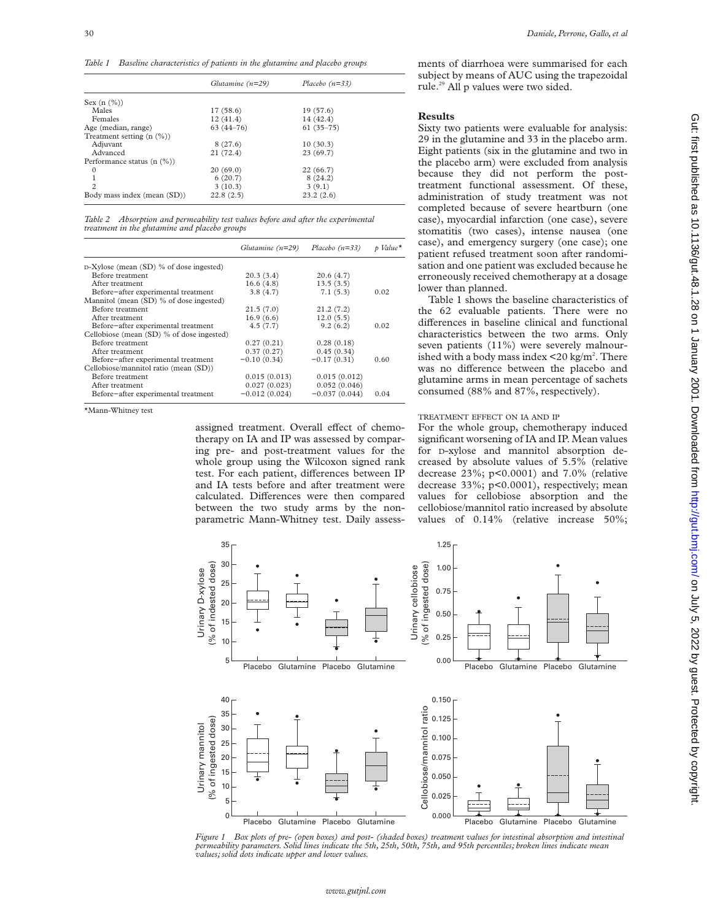*Table 1 Baseline characteristics of patients in the glutamine and placebo groups*

| | Glutamine (n=29) | Placebo (n=33) |
|---|---|---|
| Sex (n (%)) | | |
| Males | 17 (58.6) | 19 (57.6) |
| Females | 12 (41.4) | 14 (42.4) |
| Age (median, range) | 63 (44–76) | 61 (35–75) |
| Treatment setting (n (%)) | | |
| Adjuvant | 8 (27.6) | 10 (30.3) |
| Advanced | 21 (72.4) | 23 (69.7) |
| Performance status (n (%)) | | |
| 0 | 20 (69.0) | 22 (66.7) |
| 1 | 6 (20.7) | 8 (24.2) |
| 2 | 3 (10.3) | 3 (9.1) |
| Body mass index (mean (SD)) | 22.8 (2.5) | 23.2 (2.6) |

*Table 2 Absorption and permeability test values before and after the experimental treatment in the glutamine and placebo groups*

| | Glutamine (n=29) | Placebo (n=33) | p Value* |
|---|---|---|---|
| D-Xylose (mean (SD) % of dose ingested) | | | |
| Before treatment | 20.3 (3.4) | 20.6 (4.7) | |
| After treatment | 16.6 (4.8) | 13.5 (3.5) | |
| Before−after experimental treatment | 3.8 (4.7) | 7.1 (5.3) | 0.02 |
| Mannitol (mean (SD) % of dose ingested) | | | |
| Before treatment | 21.5 (7.0) | 21.2 (7.2) | |
| After treatment | 16.9 (6.6) | 12.0 (5.5) | |
| Before−after experimental treatment | 4.5 (7.7) | 9.2 (6.2) | 0.02 |
| Cellobiose (mean (SD) % of dose ingested) | | | |
| Before treatment | 0.27 (0.21) | 0.28 (0.18) | |
| After treatment | 0.37 (0.27) | 0.45 (0.34) | |
| Before−after experimental treatment | −0.10 (0.34) | −0.17 (0.31) | 0.60 |
| Cellobiose/mannitol ratio (mean (SD)) | | | |
| Before treatment | 0.015 (0.013) | 0.015 (0.012) | |
| After treatment | 0.027 (0.023) | 0.052 (0.046) | |
| Before−after experimental treatment | −0.012 (0.024) | −0.037 (0.044) | 0.04 |

*Mann-Whitney test

assigned treatment. Overall effect of chemotherapy on IA and IP was assessed by comparing pre- and post-treatment values for the whole group using the Wilcoxon signed rank test. For each patient, differences between IP and IA tests before and after treatment were calculated. Differences were then compared between the two study arms by the nonparametric Mann-Whitney test. Daily assessments of diarrhoea were summarised for each subject by means of AUC using the trapezoidal rule.[29] All p values were two sided.

## Results

Sixty two patients were evaluable for analysis: 29 in the glutamine and 33 in the placebo arm. Eight patients (six in the glutamine and two in the placebo arm) were excluded from analysis because they did not perform the post-treatment functional assessment. Of these, administration of study treatment was not completed because of severe heartburn (one case), myocardial infarction (one case), severe stomatitis (two cases), intense nausea (one case), and emergency surgery (one case); one patient refused treatment soon after randomisation and one patient was excluded because he erroneously received chemotherapy at a dosage lower than planned.

Table 1 shows the baseline characteristics of the 62 evaluable patients. There were no differences in baseline clinical and functional characteristics between the two arms. Only seven patients (11%) were severely malnourished with a body mass index <20 kg/m$^2$. There was no difference between the placebo and glutamine arms in mean percentage of sachets consumed (88% and 87%, respectively).

### TREATMENT EFFECT ON IA AND IP

For the whole group, chemotherapy induced significant worsening of IA and IP. Mean values for D-xylose and mannitol absorption decreased by absolute values of 5.5% (relative decrease 23%; p<0.0001) and 7.0% (relative decrease 33%; p<0.0001), respectively; mean values for cellobiose absorption and the cellobiose/mannitol ratio increased by absolute values of 0.14% (relative increase 50%;

*Figure 1 Box plots of pre- (open boxes) and post- (shaded boxes) treatment values for intestinal absorption and intestinal permeability parameters. Solid lines indicate the 5th, 25th, 50th, 75th, and 95th percentiles; broken lines indicate mean values; solid dots indicate upper and lower values.*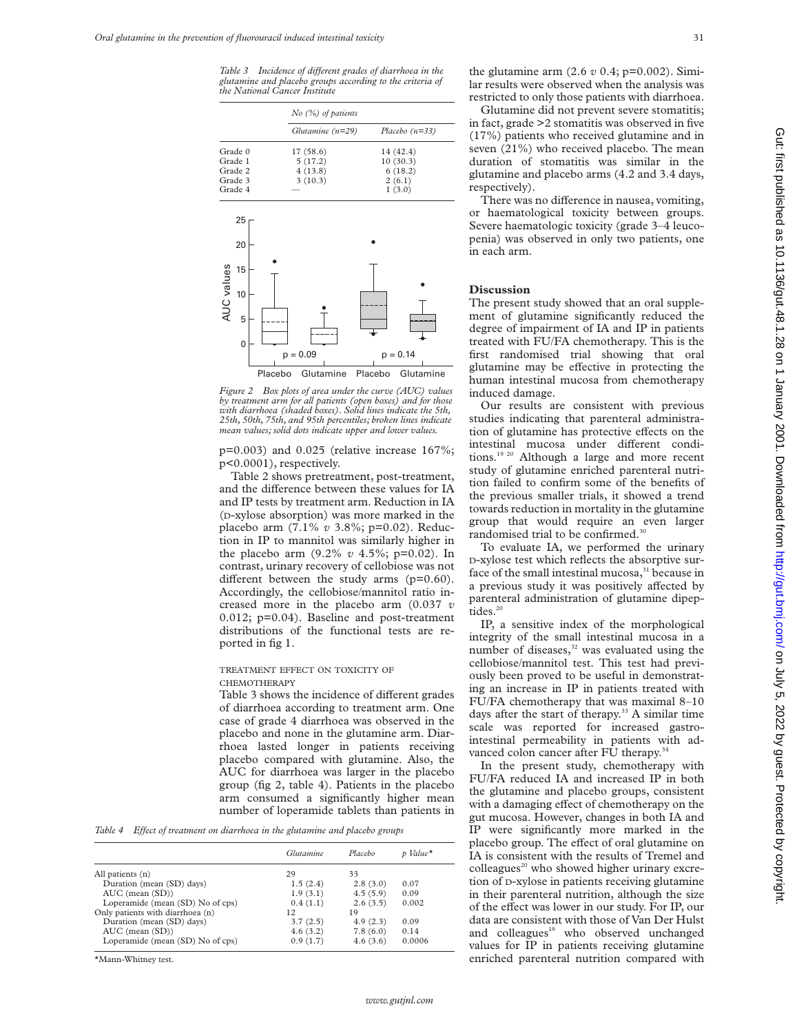*Table 3 Incidence of different grades of diarrhoea in the glutamine and placebo groups according to the criteria of the National Cancer Institute*

| | No (%) of patients | |
|---|---|---|
| | Glutamine (n=29) | Placebo (n=33) |
| Grade 0 | 17 (58.6) | 14 (42.4) |
| Grade 1 | 5 (17.2) | 10 (30.3) |
| Grade 2 | 4 (13.8) | 6 (18.2) |
| Grade 3 | 3 (10.3) | 2 (6.1) |
| Grade 4 | — | 1 (3.0) |

*Figure 2 Box plots of area under the curve (AUC) values by treatment arm for all patients (open boxes) and for those with diarrhoea (shaded boxes). Solid lines indicate the 5th, 25th, 50th, 75th, and 95th percentiles; broken lines indicate mean values; solid dots indicate upper and lower values.*

p=0.003) and 0.025 (relative increase 167%; p<0.0001), respectively.

Table 2 shows pretreatment, post-treatment, and the difference between these values for IA and IP tests by treatment arm. Reduction in IA (D-xylose absorption) was more marked in the placebo arm (7.1% *v* 3.8%; p=0.02). Reduction in IP to mannitol was similarly higher in the placebo arm (9.2% *v* 4.5%; p=0.02). In contrast, urinary recovery of cellobiose was not different between the study arms (p=0.60). Accordingly, the cellobiose/mannitol ratio increased more in the placebo arm (0.037 *v* 0.012; p=0.04). Baseline and post-treatment distributions of the functional tests are reported in fig 1.

### TREATMENT EFFECT ON TOXICITY OF CHEMOTHERAPY

Table 3 shows the incidence of different grades of diarrhoea according to treatment arm. One case of grade 4 diarrhoea was observed in the placebo and none in the glutamine arm. Diarrhoea lasted longer in patients receiving placebo compared with glutamine. Also, the AUC for diarrhoea was larger in the placebo group (fig 2, table 4). Patients in the placebo arm consumed a significantly higher mean number of loperamide tablets than patients in the glutamine arm (2.6 *v* 0.4; p=0.002). Similar results were observed when the analysis was restricted to only those patients with diarrhoea.

*Table 4 Effect of treatment on diarrhoea in the glutamine and placebo groups*

| | Glutamine | Placebo | p Value* |
|---|---|---|---|
| All patients (n) | 29 | 33 | |
| Duration (mean (SD) days) | 1.5 (2.4) | 2.8 (3.0) | 0.07 |
| AUC (mean (SD)) | 1.9 (3.1) | 4.5 (5.9) | 0.09 |
| Loperamide (mean (SD) No of cps) | 0.4 (1.1) | 2.6 (3.5) | 0.002 |
| Only patients with diarrhoea (n) | 12 | 19 | |
| Duration (mean (SD) days) | 3.7 (2.5) | 4.9 (2.3) | 0.09 |
| AUC (mean (SD)) | 4.6 (3.2) | 7.8 (6.0) | 0.14 |
| Loperamide (mean (SD) No of cps) | 0.9 (1.7) | 4.6 (3.6) | 0.0006 |

*Mann-Whitney test.

Glutamine did not prevent severe stomatitis; in fact, grade >2 stomatitis was observed in five (17%) patients who received glutamine and in seven (21%) who received placebo. The mean duration of stomatitis was similar in the glutamine and placebo arms (4.2 and 3.4 days, respectively).

There was no difference in nausea, vomiting, or haematological toxicity between groups. Severe haematologic toxicity (grade 3–4 leucopenia) was observed in only two patients, one in each arm.

## Discussion

The present study showed that an oral supplement of glutamine significantly reduced the degree of impairment of IA and IP in patients treated with FU/FA chemotherapy. This is the first randomised trial showing that oral glutamine may be effective in protecting the human intestinal mucosa from chemotherapy induced damage.

Our results are consistent with previous studies indicating that parenteral administration of glutamine has protective effects on the intestinal mucosa under different conditions.[19 20] Although a large and more recent study of glutamine enriched parenteral nutrition failed to confirm some of the benefits of the previous smaller trials, it showed a trend towards reduction in mortality in the glutamine group that would require an even larger randomised trial to be confirmed.[30]

To evaluate IA, we performed the urinary D-xylose test which reflects the absorptive surface of the small intestinal mucosa,[31] because in a previous study it was positively affected by parenteral administration of glutamine dipeptides.[20]

IP, a sensitive index of the morphological integrity of the small intestinal mucosa in a number of diseases,[32] was evaluated using the cellobiose/mannitol test. This test had previously been proved to be useful in demonstrating an increase in IP in patients treated with FU/FA chemotherapy that was maximal 8–10 days after the start of therapy.[33] A similar time scale was reported for increased gastrointestinal permeability in patients with advanced colon cancer after FU therapy.[34]

In the present study, chemotherapy with FU/FA reduced IA and increased IP in both the glutamine and placebo groups, consistent with a damaging effect of chemotherapy on the gut mucosa. However, changes in both IA and IP were significantly more marked in the placebo group. The effect of oral glutamine on IA is consistent with the results of Tremel and colleagues[20] who showed higher urinary excretion of D-xylose in patients receiving glutamine in their parenteral nutrition, although the size of the effect was lower in our study. For IP, our data are consistent with those of Van Der Hulst and colleagues[19] who observed unchanged values for IP in patients receiving glutamine enriched parenteral nutrition compared with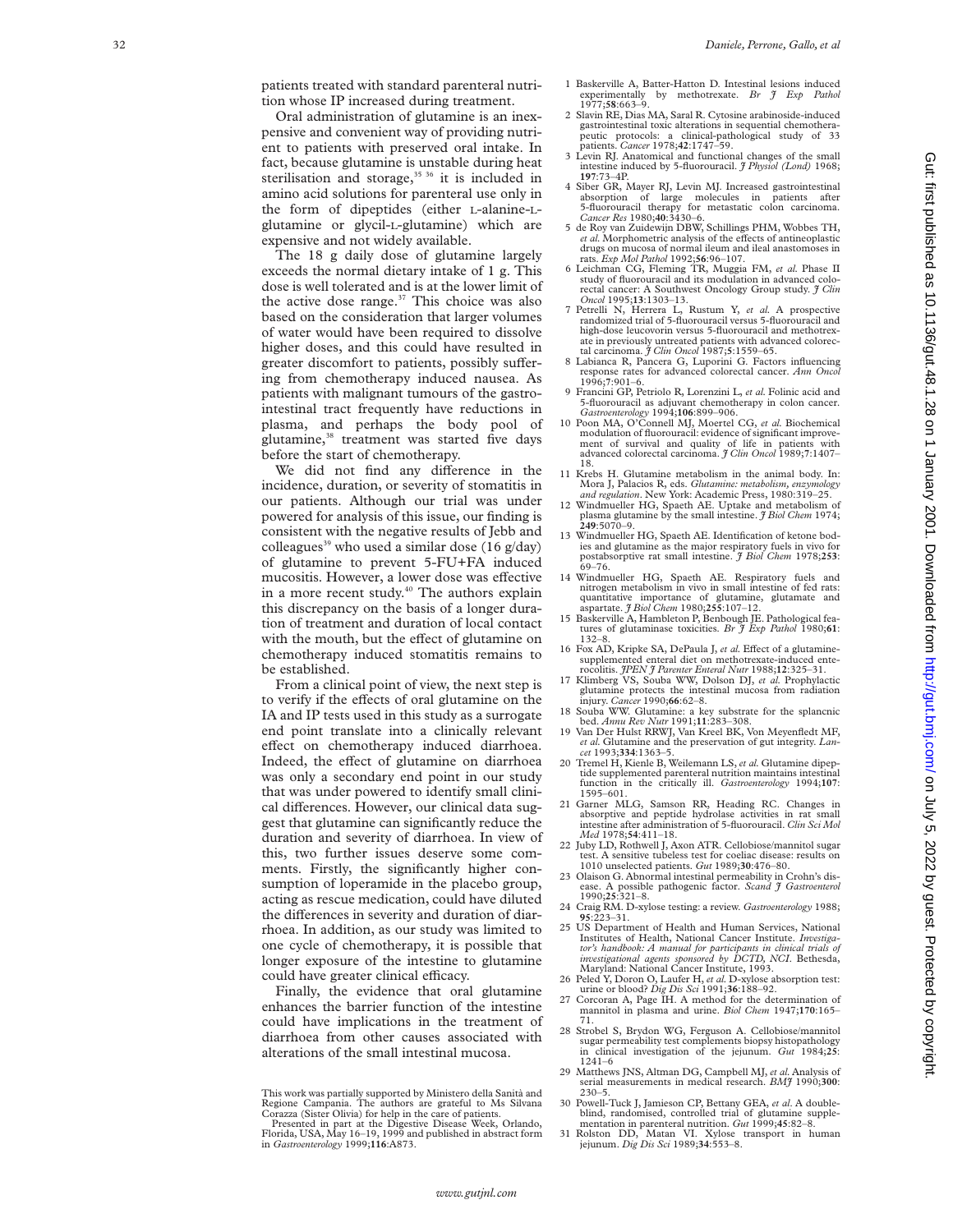patients treated with standard parenteral nutrition whose IP increased during treatment.

Oral administration of glutamine is an inexpensive and convenient way of providing nutrient to patients with preserved oral intake. In fact, because glutamine is unstable during heat sterilisation and storage,[35 36] it is included in amino acid solutions for parenteral use only in the form of dipeptides (either L-alanine-L-glutamine or glycil-L-glutamine) which are expensive and not widely available.

The 18 g daily dose of glutamine largely exceeds the normal dietary intake of 1 g. This dose is well tolerated and is at the lower limit of the active dose range.[37] This choice was also based on the consideration that larger volumes of water would have been required to dissolve higher doses, and this could have resulted in greater discomfort to patients, possibly suffering from chemotherapy induced nausea. As patients with malignant tumours of the gastrointestinal tract frequently have reductions in plasma, and perhaps the body pool of glutamine,[38] treatment was started five days before the start of chemotherapy.

We did not find any difference in the incidence, duration, or severity of stomatitis in our patients. Although our trial was under powered for analysis of this issue, our finding is consistent with the negative results of Jebb and colleagues[39] who used a similar dose (16 g/day) of glutamine to prevent 5-FU+FA induced mucositis. However, a lower dose was effective in a more recent study.[40] The authors explain this discrepancy on the basis of a longer duration of treatment and duration of local contact with the mouth, but the effect of glutamine on chemotherapy induced stomatitis remains to be established.

From a clinical point of view, the next step is to verify if the effects of oral glutamine on the IA and IP tests used in this study as a surrogate end point translate into a clinically relevant effect on chemotherapy induced diarrhoea. Indeed, the effect of glutamine on diarrhoea was only a secondary end point in our study that was under powered to identify small clinical differences. However, our clinical data suggest that glutamine can significantly reduce the duration and severity of diarrhoea. In view of this, two further issues deserve some comments. Firstly, the significantly higher consumption of loperamide in the placebo group, acting as rescue medication, could have diluted the differences in severity and duration of diarrhoea. In addition, as our study was limited to one cycle of chemotherapy, it is possible that longer exposure of the intestine to glutamine could have greater clinical efficacy.

Finally, the evidence that oral glutamine enhances the barrier function of the intestine could have implications in the treatment of diarrhoea from other causes associated with alterations of the small intestinal mucosa.

This work was partially supported by Ministero della Sanità and Regione Campania. The authors are grateful to Ms Silvana Corazza (Sister Olivia) for help in the care of patients.

Presented in part at the Digestive Disease Week, Orlando, Florida, USA, May 16–19, 1999 and published in abstract form in *Gastroenterology* 1999;**116**:A873.

1. Baskerville A, Batter-Hatton D. Intestinal lesions induced experimentally by methotrexate. *Br J Exp Pathol* 1977;**58**:663–9.
2. Slavin RE, Dias MA, Saral R. Cytosine arabinoside-induced gastrointestinal toxic alterations in sequential chemotherapeutic protocols: a clinical-pathological study of 33 patients. *Cancer* 1978;**42**:1747–59.
3. Levin RJ. Anatomical and functional changes of the small intestine induced by 5-fluorouracil. *J Physiol (Lond)* 1968; **197**:73–4P.
4. Siber GR, Mayer RJ, Levin MJ. Increased gastrointestinal absorption of large molecules in patients after 5-fluorouracil therapy for metastatic colon carcinoma. *Cancer Res* 1980;**40**:3430–6.
5. de Roy van Zuidewijn DBW, Schillings PHM, Wobbes TH, *et al*. Morphometric analysis of the effects of antineoplastic drugs on mucosa of normal ileum and ileal anastomoses in rats. *Exp Mol Pathol* 1992;**56**:96–107.
6. Leichman CG, Fleming TR, Muggia FM, *et al*. Phase II study of fluorouracil and its modulation in advanced colorectal cancer: A Southwest Oncology Group study. *J Clin Oncol* 1995;**13**:1303–13.
7. Petrelli N, Herrera L, Rustum Y, *et al*. A prospective randomized trial of 5-fluorouracil versus 5-fluorouracil and high-dose leucovorin versus 5-fluorouracil and methotrexate in previously untreated patients with advanced colorectal carcinoma. *J Clin Oncol* 1987;**5**:1559–65.
8. Labianca R, Pancera G, Luporini G. Factors influencing response rates for advanced colorectal cancer. *Ann Oncol* 1996;**7**:901–6.
9. Francini GP, Petriolo R, Lorenzini L, *et al*. Folinic acid and 5-fluorouracil as adjuvant chemotherapy in colon cancer. *Gastroenterology* 1994;**106**:899–906.
10. Poon MA, O'Connell MJ, Moertel CG, *et al*. Biochemical modulation of fluorouracil: evidence of significant improvement of survival and quality of life in patients with advanced colorectal carcinoma. *J Clin Oncol* 1989;**7**:1407–18.
11. Krebs H. Glutamine metabolism in the animal body. In: Mora J, Palacios R, eds. *Glutamine: metabolism, enzymology and regulation*. New York: Academic Press, 1980:319–25.
12. Windmueller HG, Spaeth AE. Uptake and metabolism of plasma glutamine by the small intestine. *J Biol Chem* 1974; **249**:5070–9.
13. Windmueller HG, Spaeth AE. Identification of ketone bodies and glutamine as the major respiratory fuels in vivo for postabsorptive rat small intestine. *J Biol Chem* 1978;**253**: 69–76.
14. Windmueller HG, Spaeth AE. Respiratory fuels and nitrogen metabolism in vivo in small intestine of fed rats: quantitative importance of glutamine, glutamate and aspartate. *J Biol Chem* 1980;**255**:107–12.
15. Baskerville A, Hambleton P, Benbough JE. Pathological features of glutaminase toxicities. *Br J Exp Pathol* 1980;**61**: 132–8.
16. Fox AD, Kripke SA, DePaula J, *et al*. Effect of a glutamine-supplemented enteral diet on methotrexate-induced enterocolitis. *JPEN J Parenter Enteral Nutr* 1988;**12**:325–31.
17. Klimberg VS, Souba WW, Dolson DJ, *et al*. Prophylactic glutamine protects the intestinal mucosa from radiation injury. *Cancer* 1990;**66**:62–8.
18. Souba WW. Glutamine: a key substrate for the splancnic bed. *Annu Rev Nutr* 1991;**11**:283–308.
19. Van Der Hulst RRWJ, Van Kreel BK, Von Meyenfledt MF, *et al*. Glutamine and the preservation of gut integrity. *Lancet* 1993;**334**:1363–5.
20. Tremel H, Kienle B, Weilemann LS, *et al*. Glutamine dipeptide supplemented parenteral nutrition maintains intestinal function in the critically ill. *Gastroenterology* 1994;**107**: 1595–601.
21. Garner MLG, Samson RR, Heading RC. Changes in absorptive and peptide hydrolase activities in rat small intestine after administration of 5-fluorouracil. *Clin Sci Mol Med* 1978;**54**:411–18.
22. Juby LD, Rothwell J, Axon ATR. Cellobiose/mannitol sugar test. A sensitive tubeless test for coeliac disease: results on 1010 unselected patients. *Gut* 1989;**30**:476–80.
23. Olaison G. Abnormal intestinal permeability in Crohn's disease. A possible pathogenic factor. *Scand J Gastroenterol* 1990;**25**:321–8.
24. Craig RM. D-xylose testing: a review. *Gastroenterology* 1988; **95**:223–31.
25. US Department of Health and Human Services, National Institutes of Health, National Cancer Institute. *Investigator's handbook: A manual for participants in clinical trials of investigational agents sponsored by DCTD, NCI*. Bethesda, Maryland: National Cancer Institute, 1993.
26. Peled Y, Doron O, Laufer H, *et al*. D-xylose absorption test: urine or blood? *Dig Dis Sci* 1991;**36**:188–92.
27. Corcoran A, Page IH. A method for the determination of mannitol in plasma and urine. *Biol Chem* 1947;**170**:165–71.
28. Strobel S, Brydon WG, Ferguson A. Cellobiose/mannitol sugar permeability test complements biopsy histopathology in clinical investigation of the jejunum. *Gut* 1984;**25**: 1241–6
29. Matthews JNS, Altman DG, Campbell MJ, *et al*. Analysis of serial measurements in medical research. *BMJ* 1990;**300**: 230–5.
30. Powell-Tuck J, Jamieson CP, Bettany GEA, *et al*. A double-blind, randomised, controlled trial of glutamine supplementation in parenteral nutrition. *Gut* 1999;**45**:82–8.
31. Rolston DD, Matan VI. Xylose transport in human jejunum. *Dig Dis Sci* 1989;**34**:553–8.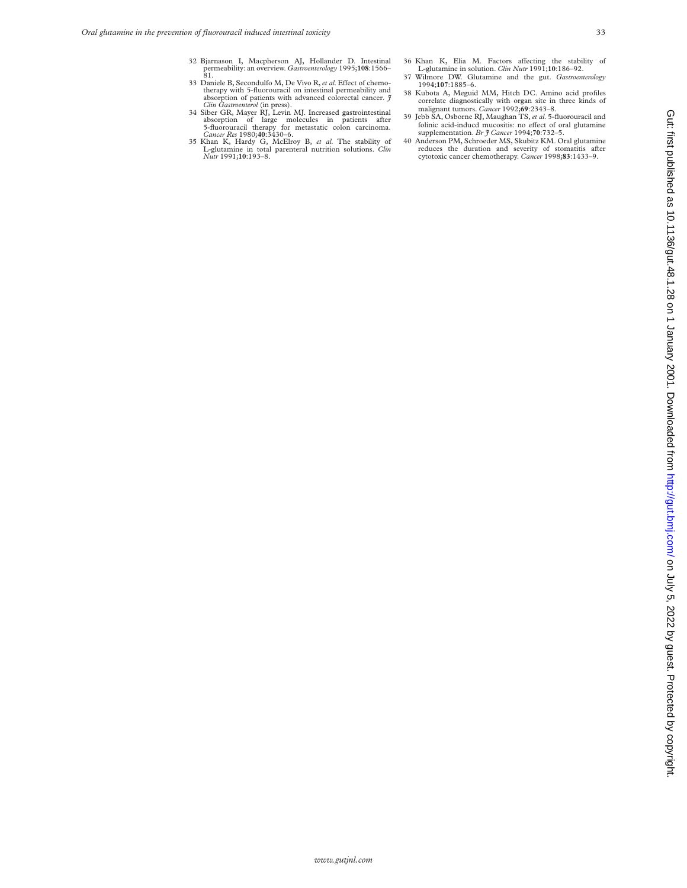32 Bjarnason I, Macpherson AJ, Hollander D. Intestinal permeability: an overview. *Gastroenterology* 1995;**108**:1566–81.

33 Daniele B, Secondulfo M, De Vivo R, *et al*. Effect of chemotherapy with 5-fluorouracil on intestinal permeability and absorption of patients with advanced colorectal cancer. *J Clin Gastroenterol* (in press).

34 Siber GR, Mayer RJ, Levin MJ. Increased gastrointestinal absorption of large molecules in patients after 5-fluorouracil therapy for metastatic colon carcinoma. *Cancer Res* 1980;**40**:3430–6.

35 Khan K, Hardy G, McElroy B, *et al*. The stability of L-glutamine in total parenteral nutrition solutions. *Clin Nutr* 1991;**10**:193–8.

36 Khan K, Elia M. Factors affecting the stability of L-glutamine in solution. *Clin Nutr* 1991;**10**:186–92.

37 Wilmore DW. Glutamine and the gut. *Gastroenterology* 1994;**107**:1885–6.

38 Kubota A, Meguid MM, Hitch DC. Amino acid profiles correlate diagnostically with organ site in three kinds of malignant tumors. *Cancer* 1992;**69**:2343–8.

39 Jebb SA, Osborne RJ, Maughan TS, *et al*. 5-fluorouracil and folinic acid-inducd mucositis: no effect of oral glutamine supplementation. *Br J Cancer* 1994;**70**:732–5.

40 Anderson PM, Schroeder MS, Skubitz KM. Oral glutamine reduces the duration and severity of stomatitis after cytotoxic cancer chemotherapy. *Cancer* 1998;**83**:1433–9.